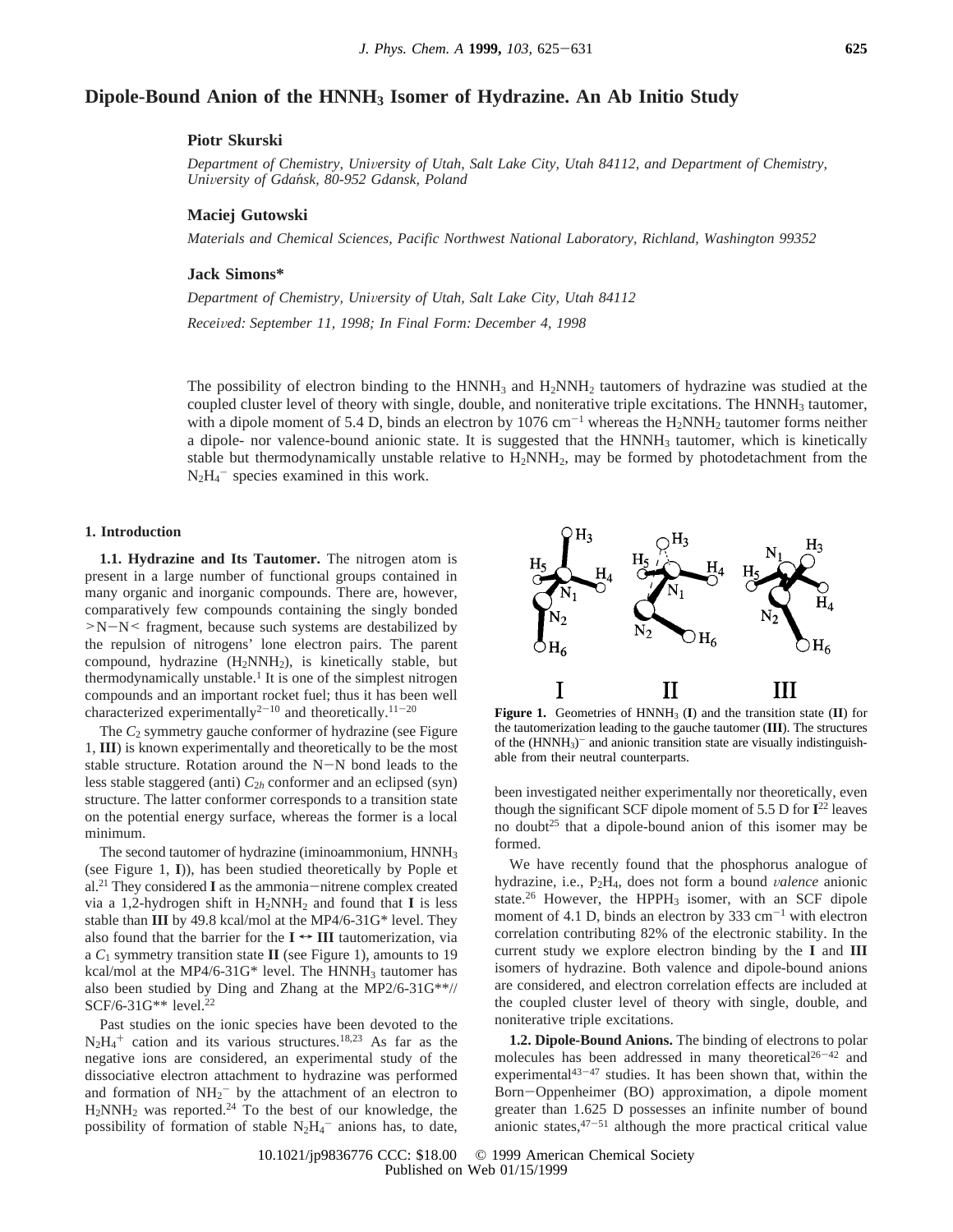# Dipole-Bound Anion of the $HNNH_3$ Isomer of Hydrazine. An Ab Initio Study

**Piotr Skurski**

*Department of Chemistry, University of Utah, Salt Lake City, Utah 84112, and Department of Chemistry, University of Gdańsk, 80-952 Gdansk, Poland*

**Maciej Gutowski**

*Materials and Chemical Sciences, Pacific Northwest National Laboratory, Richland, Washington 99352*

**Jack Simons***

*Department of Chemistry, University of Utah, Salt Lake City, Utah 84112*

*Received: September 11, 1998; In Final Form: December 4, 1998*

The possibility of electron binding to the $HNNH_3$ and $H_2NNH_2$ tautomers of hydrazine was studied at the coupled cluster level of theory with single, double, and noniterative triple excitations. The $HNNH_3$ tautomer, with a dipole moment of 5.4 D, binds an electron by 1076 cm$^{-1}$ whereas the $H_2NNH_2$ tautomer forms neither a dipole- nor valence-bound anionic state. It is suggested that the $HNNH_3$ tautomer, which is kinetically stable but thermodynamically unstable relative to $H_2NNH_2$, may be formed by photodetachment from the $N_2H_4^-$ species examined in this work.

## 1. Introduction

**1.1. Hydrazine and Its Tautomer.** The nitrogen atom is present in a large number of functional groups contained in many organic and inorganic compounds. There are, however, comparatively few compounds containing the singly bonded >N−N< fragment, because such systems are destabilized by the repulsion of nitrogens' lone electron pairs. The parent compound, hydrazine ($H_2NNH_2$), is kinetically stable, but thermodynamically unstable.[1] It is one of the simplest nitrogen compounds and an important rocket fuel; thus it has been well characterized experimentally[2−10] and theoretically.[11−20]

The $C_2$ symmetry gauche conformer of hydrazine (see Figure 1, **III**) is known experimentally and theoretically to be the most stable structure. Rotation around the N−N bond leads to the less stable staggered (anti) $C_{2h}$ conformer and an eclipsed (syn) structure. The latter conformer corresponds to a transition state on the potential energy surface, whereas the former is a local minimum.

The second tautomer of hydrazine (iminoammonium, $HNNH_3$ (see Figure 1, **I**)), has been studied theoretically by Pople et al.[21] They considered **I** as the ammonia−nitrene complex created via a 1,2-hydrogen shift in $H_2NNH_2$ and found that **I** is less stable than **III** by 49.8 kcal/mol at the MP4/6-31G* level. They also found that the barrier for the **I** ↔ **III** tautomerization, via a $C_1$ symmetry transition state **II** (see Figure 1), amounts to 19 kcal/mol at the MP4/6-31G* level. The $HNNH_3$ tautomer has also been studied by Ding and Zhang at the MP2/6-31G**//SCF/6-31G** level.[22]

Past studies on the ionic species have been devoted to the $N_2H_4^+$ cation and its various structures.[18,23] As far as the negative ions are considered, an experimental study of the dissociative electron attachment to hydrazine was performed and formation of $NH_2^-$ by the attachment of an electron to $H_2NNH_2$ was reported.[24] To the best of our knowledge, the possibility of formation of stable $N_2H_4^-$ anions has, to date, been investigated neither experimentally nor theoretically, even though the significant SCF dipole moment of 5.5 D for **I**[22] leaves no doubt[25] that a dipole-bound anion of this isomer may be formed.

**Figure 1.** Geometries of $HNNH_3$ (**I**) and the transition state (**II**) for the tautomerization leading to the gauche tautomer (**III**). The structures of the $(HNNH_3)^-$ and anionic transition state are visually indistinguishable from their neutral counterparts.

We have recently found that the phosphorus analogue of hydrazine, i.e., $P_2H_4$, does not form a bound *valence* anionic state.[26] However, the $HPPH_3$ isomer, with an SCF dipole moment of 4.1 D, binds an electron by 333 cm$^{-1}$ with electron correlation contributing 82% of the electronic stability. In the current study we explore electron binding by the **I** and **III** isomers of hydrazine. Both valence and dipole-bound anions are considered, and electron correlation effects are included at the coupled cluster level of theory with single, double, and noniterative triple excitations.

**1.2. Dipole-Bound Anions.** The binding of electrons to polar molecules has been addressed in many theoretical[26−42] and experimental[43−47] studies. It has been shown that, within the Born−Oppenheimer (BO) approximation, a dipole moment greater than 1.625 D possesses an infinite number of bound anionic states,[47−51] although the more practical critical value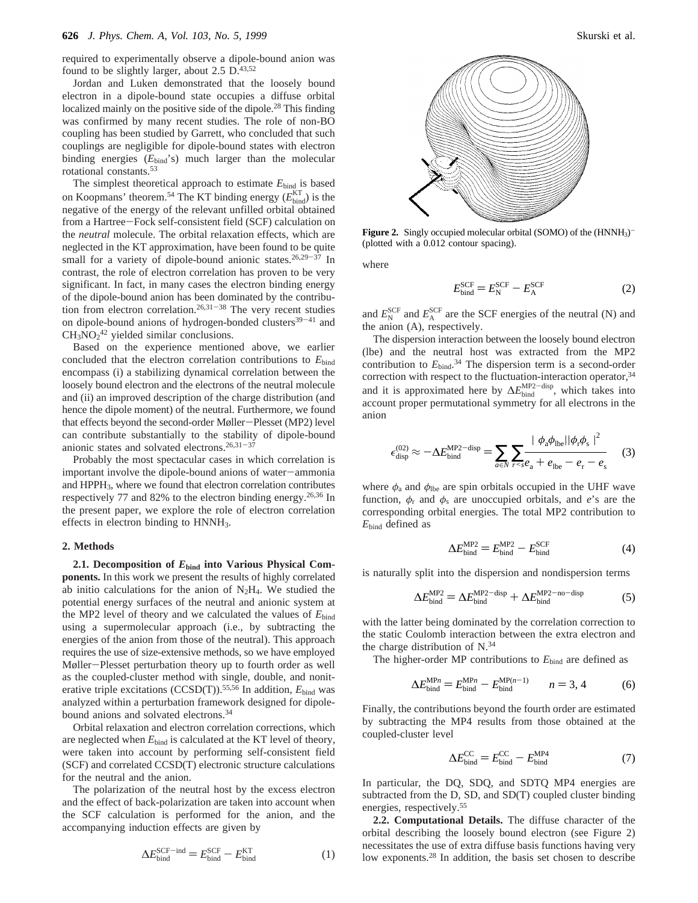required to experimentally observe a dipole-bound anion was found to be slightly larger, about 2.5 D.[43,52]

Jordan and Luken demonstrated that the loosely bound electron in a dipole-bound state occupies a diffuse orbital localized mainly on the positive side of the dipole.[28] This finding was confirmed by many recent studies. The role of non-BO coupling has been studied by Garrett, who concluded that such couplings are negligible for dipole-bound states with electron binding energies ($E_{bind}$'s) much larger than the molecular rotational constants.[53]

The simplest theoretical approach to estimate $E_{bind}$ is based on Koopmans' theorem.[54] The KT binding energy ($E_{bind}^{KT}$) is the negative of the energy of the relevant unfilled orbital obtained from a Hartree–Fock self-consistent field (SCF) calculation on the *neutral* molecule. The orbital relaxation effects, which are neglected in the KT approximation, have been found to be quite small for a variety of dipole-bound anionic states.[26,29–37] In contrast, the role of electron correlation has proven to be very significant. In fact, in many cases the electron binding energy of the dipole-bound anion has been dominated by the contribution from electron correlation.[26,31–38] The very recent studies on dipole-bound anions of hydrogen-bonded clusters[39–41] and $CH_3NO_2$[42] yielded similar conclusions.

Based on the experience mentioned above, we earlier concluded that the electron correlation contributions to $E_{bind}$ encompass (i) a stabilizing dynamical correlation between the loosely bound electron and the electrons of the neutral molecule and (ii) an improved description of the charge distribution (and hence the dipole moment) of the neutral. Furthermore, we found that effects beyond the second-order Møller–Plesset (MP2) level can contribute substantially to the stability of dipole-bound anionic states and solvated electrons.[26,31–37]

Probably the most spectacular cases in which correlation is important involve the dipole-bound anions of water–ammonia and $HPPH_3$, where we found that electron correlation contributes respectively 77 and 82% to the electron binding energy.[26,36] In the present paper, we explore the role of electron correlation effects in electron binding to $HNNH_3$.

## 2. Methods

**2.1. Decomposition of $E_{bind}$ into Various Physical Components.** In this work we present the results of highly correlated ab initio calculations for the anion of $N_2H_4$. We studied the potential energy surfaces of the neutral and anionic system at the MP2 level of theory and we calculated the values of $E_{bind}$ using a supermolecular approach (i.e., by subtracting the energies of the anion from those of the neutral). This approach requires the use of size-extensive methods, so we have employed Møller–Plesset perturbation theory up to fourth order as well as the coupled-cluster method with single, double, and noniterative triple excitations (CCSD(T)).[55,56] In addition, $E_{bind}$ was analyzed within a perturbation framework designed for dipole-bound anions and solvated electrons.[34]

Orbital relaxation and electron correlation corrections, which are neglected when $E_{bind}$ is calculated at the KT level of theory, were taken into account by performing self-consistent field (SCF) and correlated CCSD(T) electronic structure calculations for the neutral and the anion.

The polarization of the neutral host by the excess electron and the effect of back-polarization are taken into account when the SCF calculation is performed for the anion, and the accompanying induction effects are given by

$$\Delta E_{bind}^{SCF-ind} = E_{bind}^{SCF} - E_{bind}^{KT} \tag{1}$$

**Figure 2.** Singly occupied molecular orbital (SOMO) of the $(HNNH_3)^-$ (plotted with a 0.012 contour spacing).

where

$$E_{bind}^{SCF} = E_{N}^{SCF} - E_{A}^{SCF} \tag{2}$$

and $E_{N}^{SCF}$ and $E_{A}^{SCF}$ are the SCF energies of the neutral (N) and the anion (A), respectively.

The dispersion interaction between the loosely bound electron (lbe) and the neutral host was extracted from the MP2 contribution to $E_{bind}$.[34] The dispersion term is a second-order correction with respect to the fluctuation-interaction operator,[34] and it is approximated here by $\Delta E_{bind}^{MP2-disp}$, which takes into account proper permutational symmetry for all electrons in the anion

$$\epsilon_{disp}^{(02)} \approx -\Delta E_{bind}^{MP2-disp} = \sum_{a \in N} \sum_{r<s} \frac{|\langle \phi_a \phi_{lbe} || \phi_r \phi_s \rangle|^2}{e_a + e_{lbe} - e_r - e_s} \tag{3}$$

where $\phi_a$ and $\phi_{lbe}$ are spin orbitals occupied in the UHF wave function, $\phi_r$ and $\phi_s$ are unoccupied orbitals, and $e$'s are the corresponding orbital energies. The total MP2 contribution to $E_{bind}$ defined as

$$\Delta E_{bind}^{MP2} = E_{bind}^{MP2} - E_{bind}^{SCF} \tag{4}$$

is naturally split into the dispersion and nondispersion terms

$$\Delta E_{bind}^{MP2} = \Delta E_{bind}^{MP2-disp} + \Delta E_{bind}^{MP2-no-disp} \tag{5}$$

with the latter being dominated by the correlation correction to the static Coulomb interaction between the extra electron and the charge distribution of N.[34]

The higher-order MP contributions to $E_{bind}$ are defined as

$$\Delta E_{bind}^{MPn} = E_{bind}^{MPn} - E_{bind}^{MP(n-1)} \qquad n = 3, 4 \tag{6}$$

Finally, the contributions beyond the fourth order are estimated by subtracting the MP4 results from those obtained at the coupled-cluster level

$$\Delta E_{bind}^{CC} = E_{bind}^{CC} - E_{bind}^{MP4} \tag{7}$$

In particular, the DQ, SDQ, and SDTQ MP4 energies are subtracted from the D, SD, and SD(T) coupled cluster binding energies, respectively.[55]

**2.2. Computational Details.** The diffuse character of the orbital describing the loosely bound electron (see Figure 2) necessitates the use of extra diffuse basis functions having very low exponents.[28] In addition, the basis set chosen to describe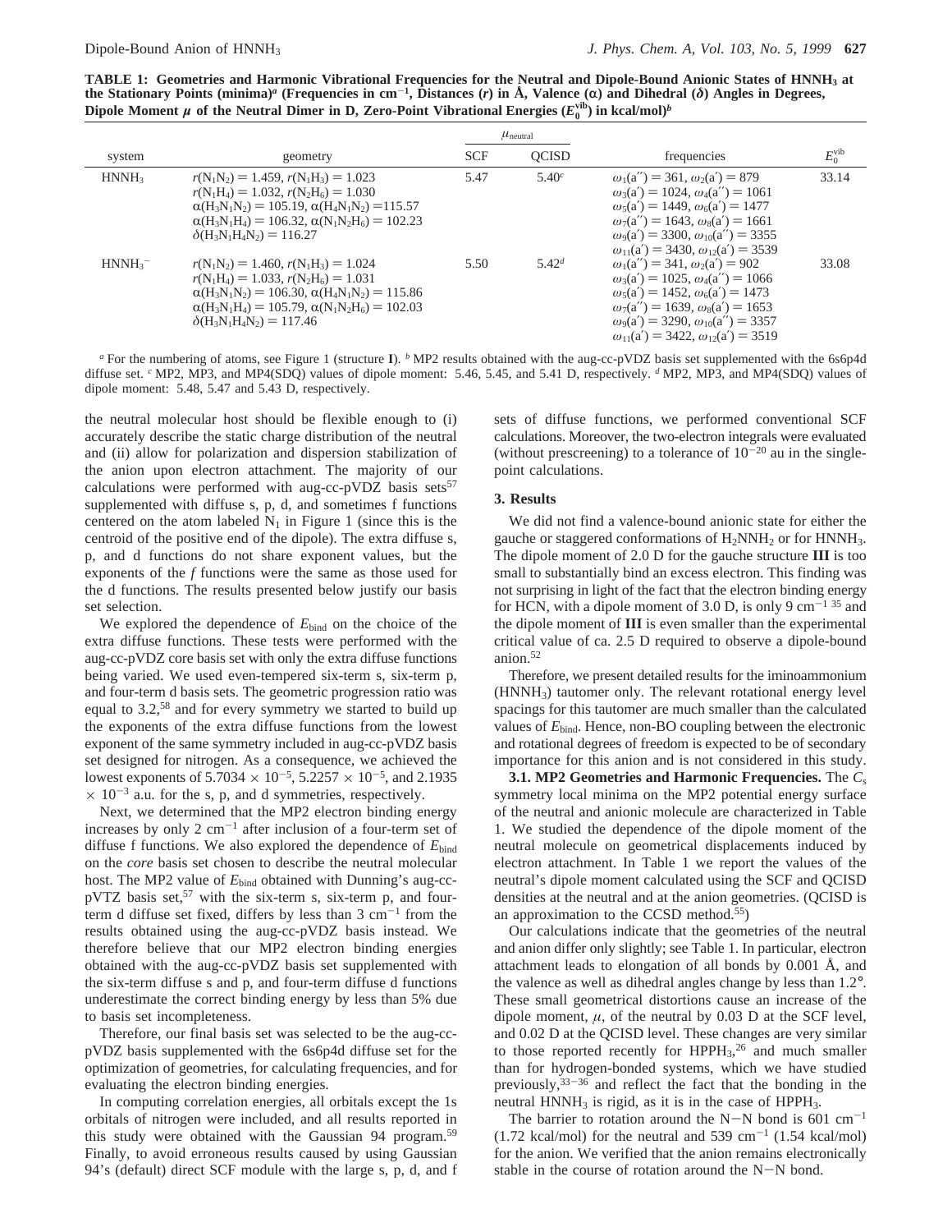**TABLE 1: Geometries and Harmonic Vibrational Frequencies for the Neutral and Dipole-Bound Anionic States of $HNNH_3$ at the Stationary Points (minima)[a] (Frequencies in $cm^{-1}$, Distances ($r$) in Å, Valence ($\alpha$) and Dihedral ($\delta$) Angles in Degrees, Dipole Moment $\mu$ of the Neutral Dimer in D, Zero-Point Vibrational Energies ($E_0^{vib}$) in kcal/mol)[b]**

| system | geometry | $\mu_{neutral}$ | | frequencies | $E_0^{vib}$ |
|---|---|---|---|---|---|
| | | SCF | QCISD | | |
| $HNNH_3$ | $r(N_1N_2) = 1.459$, $r(N_1H_3) = 1.023$<br>$r(N_1H_4) = 1.032$, $r(N_2H_6) = 1.030$<br>$\alpha(H_3N_1N_2) = 105.19$, $\alpha(H_4N_1N_2) = 115.57$<br>$\alpha(H_3N_1H_4) = 106.32$, $\alpha(N_1N_2H_6) = 102.23$<br>$\delta(H_3N_1H_4N_2) = 116.27$ | 5.47 | 5.40[c] | $\omega_1(a'') = 361$, $\omega_2(a') = 879$<br>$\omega_3(a') = 1024$, $\omega_4(a'') = 1061$<br>$\omega_5(a') = 1449$, $\omega_6(a') = 1477$<br>$\omega_7(a'') = 1643$, $\omega_8(a') = 1661$<br>$\omega_9(a') = 3300$, $\omega_{10}(a'') = 3355$<br>$\omega_{11}(a') = 3430$, $\omega_{12}(a') = 3539$ | 33.14 |
| $HNNH_3^-$ | $r(N_1N_2) = 1.460$, $r(N_1H_3) = 1.024$<br>$r(N_1H_4) = 1.033$, $r(N_2H_6) = 1.031$<br>$\alpha(H_3N_1N_2) = 106.30$, $\alpha(H_4N_1N_2) = 115.86$<br>$\alpha(H_3N_1H_4) = 105.79$, $\alpha(N_1N_2H_6) = 102.03$<br>$\delta(H_3N_1H_4N_2) = 117.46$ | 5.50 | 5.42[d] | $\omega_1(a'') = 341$, $\omega_2(a') = 902$<br>$\omega_3(a') = 1025$, $\omega_4(a'') = 1066$<br>$\omega_5(a') = 1452$, $\omega_6(a') = 1473$<br>$\omega_7(a'') = 1639$, $\omega_8(a') = 1653$<br>$\omega_9(a') = 3290$, $\omega_{10}(a'') = 3357$<br>$\omega_{11}(a') = 3422$, $\omega_{12}(a') = 3519$ | 33.08 |

[a] For the numbering of atoms, see Figure 1 (structure **I**). [b] MP2 results obtained with the aug-cc-pVDZ basis set supplemented with the 6s6p4d diffuse set. [c] MP2, MP3, and MP4(SDQ) values of dipole moment: 5.46, 5.45, and 5.41 D, respectively. [d] MP2, MP3, and MP4(SDQ) values of dipole moment: 5.48, 5.47 and 5.43 D, respectively.

the neutral molecular host should be flexible enough to (i) accurately describe the static charge distribution of the neutral and (ii) allow for polarization and dispersion stabilization of the anion upon electron attachment. The majority of our calculations were performed with aug-cc-pVDZ basis sets[57] supplemented with diffuse s, p, d, and sometimes f functions centered on the atom labeled $N_1$ in Figure 1 (since this is the centroid of the positive end of the dipole). The extra diffuse s, p, and d functions do not share exponent values, but the exponents of the *f* functions were the same as those used for the d functions. The results presented below justify our basis set selection.

We explored the dependence of $E_{bind}$ on the choice of the extra diffuse functions. These tests were performed with the aug-cc-pVDZ core basis set with only the extra diffuse functions being varied. We used even-tempered six-term s, six-term p, and four-term d basis sets. The geometric progression ratio was equal to 3.2,[58] and for every symmetry we started to build up the exponents of the extra diffuse functions from the lowest exponent of the same symmetry included in aug-cc-pVDZ basis set designed for nitrogen. As a consequence, we achieved the lowest exponents of $5.7034 \times 10^{-5}$, $5.2257 \times 10^{-5}$, and $2.1935 \times 10^{-3}$ a.u. for the s, p, and d symmetries, respectively.

Next, we determined that the MP2 electron binding energy increases by only 2 $cm^{-1}$ after inclusion of a four-term set of diffuse f functions. We also explored the dependence of $E_{bind}$ on the *core* basis set chosen to describe the neutral molecular host. The MP2 value of $E_{bind}$ obtained with Dunning's aug-cc-pVTZ basis set,[57] with the six-term s, six-term p, and four-term d diffuse set fixed, differs by less than 3 $cm^{-1}$ from the results obtained using the aug-cc-pVDZ basis instead. We therefore believe that our MP2 electron binding energies obtained with the aug-cc-pVDZ basis set supplemented with the six-term diffuse s and p, and four-term diffuse d functions underestimate the correct binding energy by less than 5% due to basis set incompleteness.

Therefore, our final basis set was selected to be the aug-cc-pVDZ basis supplemented with the 6s6p4d diffuse set for the optimization of geometries, for calculating frequencies, and for evaluating the electron binding energies.

In computing correlation energies, all orbitals except the 1s orbitals of nitrogen were included, and all results reported in this study were obtained with the Gaussian 94 program.[59] Finally, to avoid erroneous results caused by using Gaussian 94's (default) direct SCF module with the large s, p, d, and f sets of diffuse functions, we performed conventional SCF calculations. Moreover, the two-electron integrals were evaluated (without prescreening) to a tolerance of $10^{-20}$ au in the single-point calculations.

## 3. Results

We did not find a valence-bound anionic state for either the gauche or staggered conformations of $H_2NNH_2$ or for $HNNH_3$. The dipole moment of 2.0 D for the gauche structure **III** is too small to substantially bind an excess electron. This finding was not surprising in light of the fact that the electron binding energy for HCN, with a dipole moment of 3.0 D, is only 9 $cm^{-1}$ [35] and the dipole moment of **III** is even smaller than the experimental critical value of ca. 2.5 D required to observe a dipole-bound anion.[52]

Therefore, we present detailed results for the iminoammonium ($HNNH_3$) tautomer only. The relevant rotational energy level spacings for this tautomer are much smaller than the calculated values of $E_{bind}$. Hence, non-BO coupling between the electronic and rotational degrees of freedom is expected to be of secondary importance for this anion and is not considered in this study.

**3.1. MP2 Geometries and Harmonic Frequencies.** The $C_s$ symmetry local minima on the MP2 potential energy surface of the neutral and anionic molecule are characterized in Table 1. We studied the dependence of the dipole moment of the neutral molecule on geometrical displacements induced by electron attachment. In Table 1 we report the values of the neutral's dipole moment calculated using the SCF and QCISD densities at the neutral and at the anion geometries. (QCISD is an approximation to the CCSD method.[55])

Our calculations indicate that the geometries of the neutral and anion differ only slightly; see Table 1. In particular, electron attachment leads to elongation of all bonds by 0.001 Å, and the valence as well as dihedral angles change by less than 1.2°. These small geometrical distortions cause an increase of the dipole moment, $\mu$, of the neutral by 0.03 D at the SCF level, and 0.02 D at the QCISD level. These changes are very similar to those reported recently for $HPPH_3$,[26] and much smaller than for hydrogen-bonded systems, which we have studied previously,[33-36] and reflect the fact that the bonding in the neutral $HNNH_3$ is rigid, as it is in the case of $HPPH_3$.

The barrier to rotation around the N−N bond is 601 $cm^{-1}$ (1.72 kcal/mol) for the neutral and 539 $cm^{-1}$ (1.54 kcal/mol) for the anion. We verified that the anion remains electronically stable in the course of rotation around the N−N bond.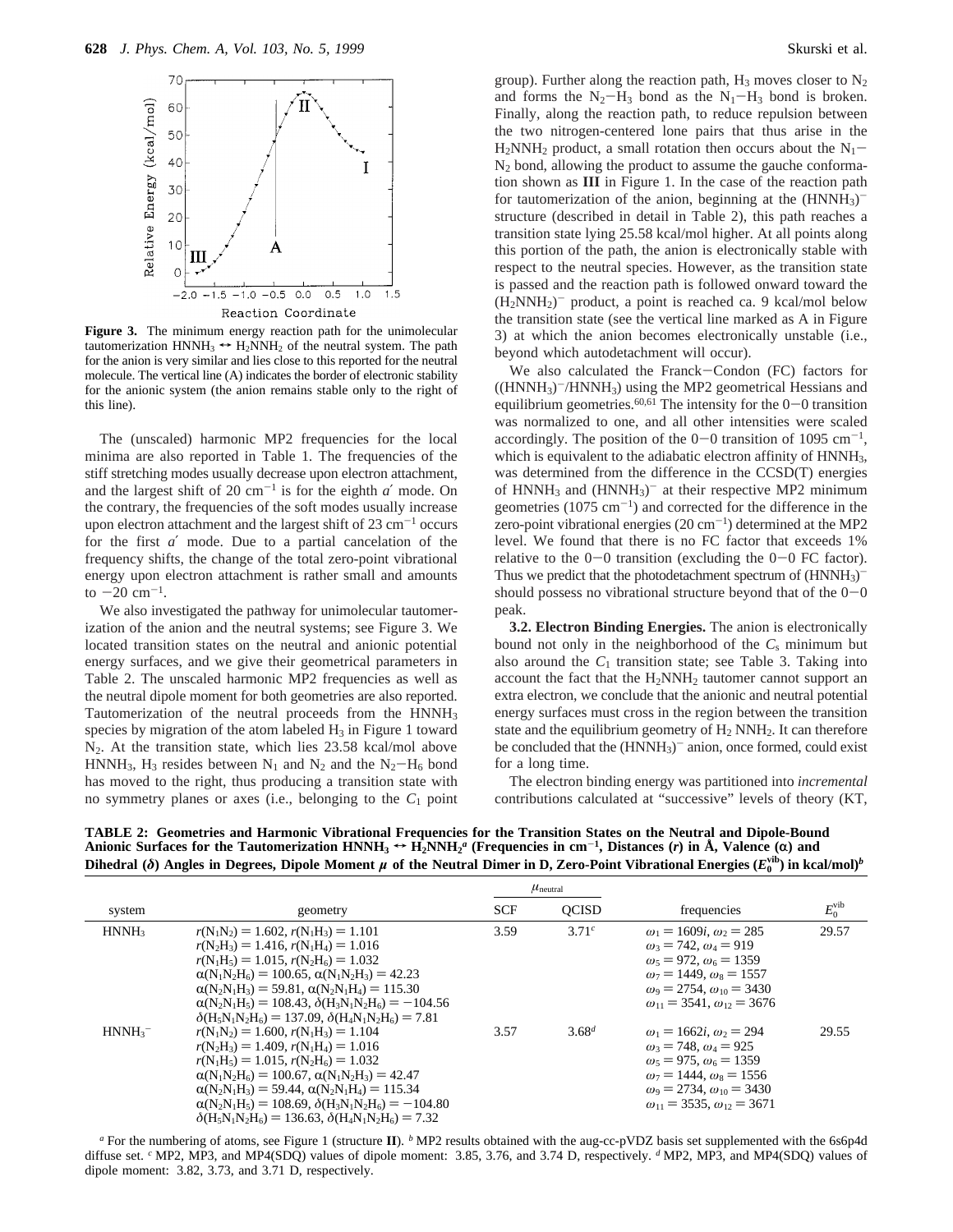**Figure 3.** The minimum energy reaction path for the unimolecular tautomerization $HNNH_3 \leftrightarrow H_2NNH_2$ of the neutral system. The path for the anion is very similar and lies close to this reported for the neutral molecule. The vertical line (A) indicates the border of electronic stability for the anionic system (the anion remains stable only to the right of this line).

The (unscaled) harmonic MP2 frequencies for the local minima are also reported in Table 1. The frequencies of the stiff stretching modes usually decrease upon electron attachment, and the largest shift of 20 cm$^{-1}$ is for the eighth $a'$ mode. On the contrary, the frequencies of the soft modes usually increase upon electron attachment and the largest shift of 23 cm$^{-1}$ occurs for the first $a'$ mode. Due to a partial cancelation of the frequency shifts, the change of the total zero-point vibrational energy upon electron attachment is rather small and amounts to $-20$ cm$^{-1}$.

We also investigated the pathway for unimolecular tautomerization of the anion and the neutral systems; see Figure 3. We located transition states on the neutral and anionic potential energy surfaces, and we give their geometrical parameters in Table 2. The unscaled harmonic MP2 frequencies as well as the neutral dipole moment for both geometries are also reported. Tautomerization of the neutral proceeds from the $HNNH_3$ species by migration of the atom labeled $H_3$ in Figure 1 toward $N_2$. At the transition state, which lies 23.58 kcal/mol above $HNNH_3$, $H_3$ resides between $N_1$ and $N_2$ and the $N_2-H_6$ bond has moved to the right, thus producing a transition state with no symmetry planes or axes (i.e., belonging to the $C_1$ point group). Further along the reaction path, $H_3$ moves closer to $N_2$ and forms the $N_2-H_3$ bond as the $N_1-H_3$ bond is broken. Finally, along the reaction path, to reduce repulsion between the two nitrogen-centered lone pairs that thus arise in the $H_2NNH_2$ product, a small rotation then occurs about the $N_1-N_2$ bond, allowing the product to assume the gauche conformation shown as **III** in Figure 1. In the case of the reaction path for tautomerization of the anion, beginning at the $(HNNH_3)^-$ structure (described in detail in Table 2), this path reaches a transition state lying 25.58 kcal/mol higher. At all points along this portion of the path, the anion is electronically stable with respect to the neutral species. However, as the transition state is passed and the reaction path is followed onward toward the $(H_2NNH_2)^-$ product, a point is reached ca. 9 kcal/mol below the transition state (see the vertical line marked as A in Figure 3) at which the anion becomes electronically unstable (i.e., beyond which autodetachment will occur).

We also calculated the Franck–Condon (FC) factors for $((HNNH_3)^-/HNNH_3)$ using the MP2 geometrical Hessians and equilibrium geometries.[60,61] The intensity for the 0–0 transition was normalized to one, and all other intensities were scaled accordingly. The position of the 0–0 transition of 1095 cm$^{-1}$, which is equivalent to the adiabatic electron affinity of $HNNH_3$, was determined from the difference in the CCSD(T) energies of $HNNH_3$ and $(HNNH_3)^-$ at their respective MP2 minimum geometries (1075 cm$^{-1}$) and corrected for the difference in the zero-point vibrational energies (20 cm$^{-1}$) determined at the MP2 level. We found that there is no FC factor that exceeds 1% relative to the 0–0 transition (excluding the 0–0 FC factor). Thus we predict that the photodetachment spectrum of $(HNNH_3)^-$ should possess no vibrational structure beyond that of the 0–0 peak.

**3.2. Electron Binding Energies.** The anion is electronically bound not only in the neighborhood of the $C_s$ minimum but also around the $C_1$ transition state; see Table 3. Taking into account the fact that the $H_2NNH_2$ tautomer cannot support an extra electron, we conclude that the anionic and neutral potential energy surfaces must cross in the region between the transition state and the equilibrium geometry of $H_2NNH_2$. It can therefore be concluded that the $(HNNH_3)^-$ anion, once formed, could exist for a long time.

The electron binding energy was partitioned into *incremental* contributions calculated at "successive" levels of theory (KT,

**TABLE 2: Geometries and Harmonic Vibrational Frequencies for the Transition States on the Neutral and Dipole-Bound Anionic Surfaces for the Tautomerization $HNNH_3 \leftrightarrow H_2NNH_2$[a] (Frequencies in cm$^{-1}$, Distances ($r$) in Å, Valence ($\alpha$) and Dihedral ($\delta$) Angles in Degrees, Dipole Moment $\mu$ of the Neutral Dimer in D, Zero-Point Vibrational Energies ($E_0^{vib}$) in kcal/mol)[b]**

| system | geometry | $\mu_{neutral}$ | | frequencies | $E_0^{vib}$ |
|---|---|---|---|---|---|
| | | SCF | QCISD | | |
| $HNNH_3$ | $r(N_1N_2) = 1.602$, $r(N_1H_3) = 1.101$ $r(N_2H_3) = 1.416$, $r(N_1H_4) = 1.016$ $r(N_1H_5) = 1.015$, $r(N_2H_6) = 1.032$ $\alpha(N_1N_2H_6) = 100.65$, $\alpha(N_1N_2H_3) = 42.23$ $\alpha(N_2N_1H_3) = 59.81$, $\alpha(N_2N_1H_4) = 115.30$ $\alpha(N_2N_1H_5) = 108.43$, $\delta(H_3N_1N_2H_6) = -104.56$ $\delta(H_5N_1N_2H_6) = 137.09$, $\delta(H_4N_1N_2H_6) = 7.81$ | 3.59 | 3.71[c] | $\omega_1 = 1609i$, $\omega_2 = 285$ $\omega_3 = 742$, $\omega_4 = 919$ $\omega_5 = 972$, $\omega_6 = 1359$ $\omega_7 = 1449$, $\omega_8 = 1557$ $\omega_9 = 2754$, $\omega_{10} = 3430$ $\omega_{11} = 3541$, $\omega_{12} = 3676$ | 29.57 |
| $HNNH_3^-$ | $r(N_1N_2) = 1.600$, $r(N_1H_3) = 1.104$ $r(N_2H_3) = 1.409$, $r(N_1H_4) = 1.016$ $r(N_1H_5) = 1.015$, $r(N_2H_6) = 1.032$ $\alpha(N_1N_2H_6) = 100.67$, $\alpha(N_1N_2H_3) = 42.47$ $\alpha(N_2N_1H_3) = 59.44$, $\alpha(N_2N_1H_4) = 115.34$ $\alpha(N_2N_1H_5) = 108.69$, $\delta(H_3N_1N_2H_6) = -104.80$ $\delta(H_5N_1N_2H_6) = 136.63$, $\delta(H_4N_1N_2H_6) = 7.32$ | 3.57 | 3.68[d] | $\omega_1 = 1662i$, $\omega_2 = 294$ $\omega_3 = 748$, $\omega_4 = 925$ $\omega_5 = 975$, $\omega_6 = 1359$ $\omega_7 = 1444$, $\omega_8 = 1556$ $\omega_9 = 2734$, $\omega_{10} = 3430$ $\omega_{11} = 3535$, $\omega_{12} = 3671$ | 29.55 |

[a] For the numbering of atoms, see Figure 1 (structure **II**). [b] MP2 results obtained with the aug-cc-pVDZ basis set supplemented with the 6s6p4d diffuse set. [c] MP2, MP3, and MP4(SDQ) values of dipole moment: 3.85, 3.76, and 3.74 D, respectively. [d] MP2, MP3, and MP4(SDQ) values of dipole moment: 3.82, 3.73, and 3.71 D, respectively.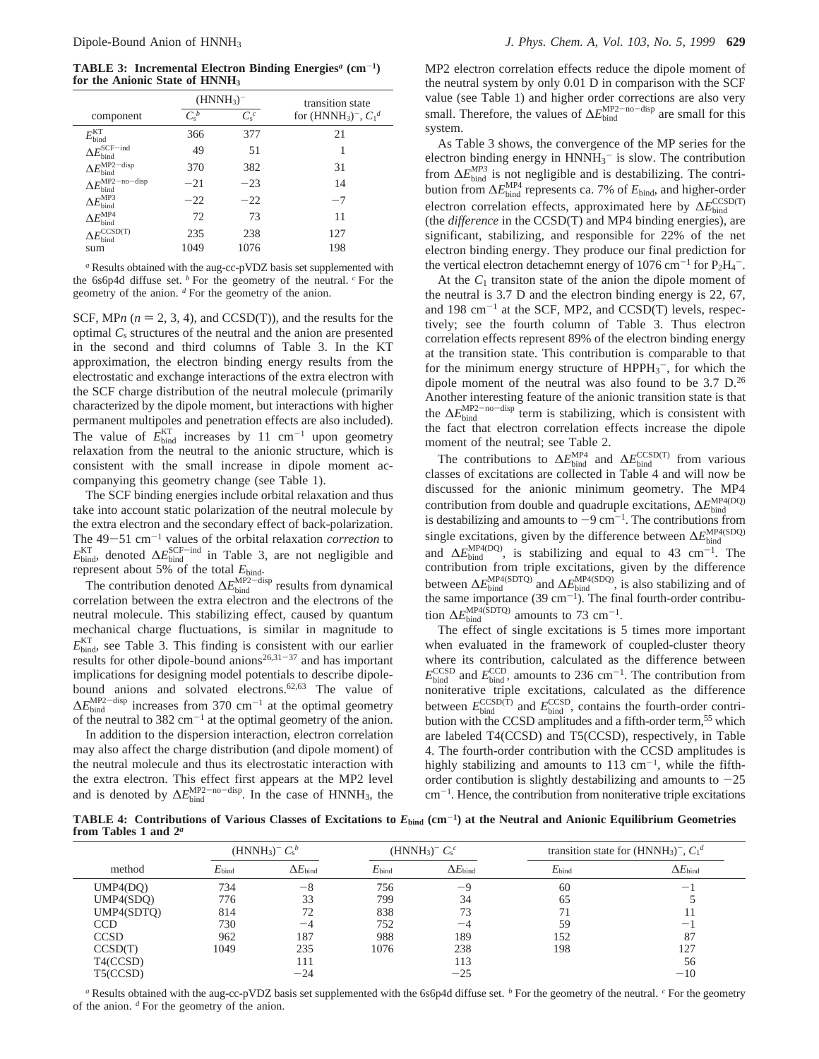**TABLE 3: Incremental Electron Binding Energies[a] ($cm^{-1}$) for the Anionic State of $HNNH_3$**

| component | $(HNNH_3)^-$ $C_s$[b] | $(HNNH_3)^-$ $C_s$[c] | transition state for $(HNNH_3)^-$, $C_1$[d] |
|---|---|---|---|
| $E_{bind}^{KT}$ | 366 | 377 | 21 |
| $\Delta E_{bind}^{SCF-ind}$ | 49 | 51 | 1 |
| $\Delta E_{bind}^{MP2-disp}$ | 370 | 382 | 31 |
| $\Delta E_{bind}^{MP2-no-disp}$ | −21 | −23 | 14 |
| $\Delta E_{bind}^{MP3}$ | −22 | −22 | −7 |
| $\Delta E_{bind}^{MP4}$ | 72 | 73 | 11 |
| $\Delta E_{bind}^{CCSD(T)}$ | 235 | 238 | 127 |
| sum | 1049 | 1076 | 198 |

[a] Results obtained with the aug-cc-pVDZ basis set supplemented with the 6s6p4d diffuse set. [b] For the geometry of the neutral. [c] For the geometry of the anion. [d] For the geometry of the anion.

SCF, MP$n$ ($n$ = 2, 3, 4), and CCSD(T)), and the results for the optimal $C_s$ structures of the neutral and the anion are presented in the second and third columns of Table 3. In the KT approximation, the electron binding energy results from the electrostatic and exchange interactions of the extra electron with the SCF charge distribution of the neutral molecule (primarily characterized by the dipole moment, but interactions with higher permanent multipoles and penetration effects are also included). The value of $E_{bind}^{KT}$ increases by 11 $cm^{-1}$ upon geometry relaxation from the neutral to the anionic structure, which is consistent with the small increase in dipole moment accompanying this geometry change (see Table 1).

The SCF binding energies include orbital relaxation and thus take into account static polarization of the neutral molecule by the extra electron and the secondary effect of back-polarization. The 49−51 $cm^{-1}$ values of the orbital relaxation *correction* to $E_{bind}^{KT}$, denoted $\Delta E_{bind}^{SCF-ind}$ in Table 3, are not negligible and represent about 5% of the total $E_{bind}$.

The contribution denoted $\Delta E_{bind}^{MP2-disp}$ results from dynamical correlation between the extra electron and the electrons of the neutral molecule. This stabilizing effect, caused by quantum mechanical charge fluctuations, is similar in magnitude to $E_{bind}^{KT}$, see Table 3. This finding is consistent with our earlier results for other dipole-bound anions[26,31−37] and has important implications for designing model potentials to describe dipole-bound anions and solvated electrons.[62,63] The value of $\Delta E_{bind}^{MP2-disp}$ increases from 370 $cm^{-1}$ at the optimal geometry of the neutral to 382 $cm^{-1}$ at the optimal geometry of the anion.

In addition to the dispersion interaction, electron correlation may also affect the charge distribution (and dipole moment) of the neutral molecule and thus its electrostatic interaction with the extra electron. This effect first appears at the MP2 level and is denoted by $\Delta E_{bind}^{MP2-no-disp}$. In the case of $HNNH_3$, the MP2 electron correlation effects reduce the dipole moment of the neutral system by only 0.01 D in comparison with the SCF value (see Table 1) and higher order corrections are also very small. Therefore, the values of $\Delta E_{bind}^{MP2-no-disp}$ are small for this system.

As Table 3 shows, the convergence of the MP series for the electron binding energy in $HNNH_3^-$ is slow. The contribution from $\Delta E_{bind}^{MP3}$ is not negligible and is destabilizing. The contribution from $\Delta E_{bind}^{MP4}$ represents ca. 7% of $E_{bind}$, and higher-order electron correlation effects, approximated here by $\Delta E_{bind}^{CCSD(T)}$ (the *difference* in the CCSD(T) and MP4 binding energies), are significant, stabilizing, and responsible for 22% of the net electron binding energy. They produce our final prediction for the vertical electron detachemnt energy of 1076 $cm^{-1}$ for $P_2H_4^-$.

At the $C_1$ transiton state of the anion the dipole moment of the neutral is 3.7 D and the electron binding energy is 22, 67, and 198 $cm^{-1}$ at the SCF, MP2, and CCSD(T) levels, respectively; see the fourth column of Table 3. Thus electron correlation effects represent 89% of the electron binding energy at the transition state. This contribution is comparable to that for the minimum energy structure of $HPPH_3^-$, for which the dipole moment of the neutral was also found to be 3.7 D.[26] Another interesting feature of the anionic transition state is that the $\Delta E_{bind}^{MP2-no-disp}$ term is stabilizing, which is consistent with the fact that electron correlation effects increase the dipole moment of the neutral; see Table 2.

The contributions to $\Delta E_{bind}^{MP4}$ and $\Delta E_{bind}^{CCSD(T)}$ from various classes of excitations are collected in Table 4 and will now be discussed for the anionic minimum geometry. The MP4 contribution from double and quadruple excitations, $\Delta E_{bind}^{MP4(DQ)}$ is destabilizing and amounts to −9 $cm^{-1}$. The contributions from single excitations, given by the difference between $\Delta E_{bind}^{MP4(SDQ)}$ and $\Delta E_{bind}^{MP4(DQ)}$, is stabilizing and equal to 43 $cm^{-1}$. The contribution from triple excitations, given by the difference between $\Delta E_{bind}^{MP4(SDTQ)}$ and $\Delta E_{bind}^{MP4(SDQ)}$, is also stabilizing and of the same importance (39 $cm^{-1}$). The final fourth-order contribution $\Delta E_{bind}^{MP4(SDTQ)}$ amounts to 73 $cm^{-1}$.

The effect of single excitations is 5 times more important when evaluated in the framework of coupled-cluster theory where its contribution, calculated as the difference between $E_{bind}^{CCSD}$ and $E_{bind}^{CCD}$, amounts to 236 $cm^{-1}$. The contribution from noniterative triple excitations, calculated as the difference between $E_{bind}^{CCSD(T)}$ and $E_{bind}^{CCSD}$, contains the fourth-order contribution with the CCSD amplitudes and a fifth-order term,[55] which are labeled T4(CCSD) and T5(CCSD), respectively, in Table 4. The fourth-order contribution with the CCSD amplitudes is highly stabilizing and amounts to 113 $cm^{-1}$, while the fifth-order contibution is slightly destabilizing and amounts to −25 $cm^{-1}$. Hence, the contribution from noniterative triple excitations

**TABLE 4: Contributions of Various Classes of Excitations to $E_{bind}$ ($cm^{-1}$) at the Neutral and Anionic Equilibrium Geometries from Tables 1 and 2[a]**

| method | $(HNNH_3)^-$ $C_s$[b] $E_{bind}$ | $\Delta E_{bind}$ | $(HNNH_3)^-$ $C_s$[c] $E_{bind}$ | $\Delta E_{bind}$ | transition state for $(HNNH_3)^-$, $C_1$[d] $E_{bind}$ | $\Delta E_{bind}$ |
|---|---|---|---|---|---|---|
| UMP4(DQ) | 734 | −8 | 756 | −9 | 60 | −1 |
| UMP4(SDQ) | 776 | 33 | 799 | 34 | 65 | 5 |
| UMP4(SDTQ) | 814 | 72 | 838 | 73 | 71 | 11 |
| CCD | 730 | −4 | 752 | −4 | 59 | −1 |
| CCSD | 962 | 187 | 988 | 189 | 152 | 87 |
| CCSD(T) | 1049 | 235 | 1076 | 238 | 198 | 127 |
| T4(CCSD) | | 111 | | 113 | | 56 |
| T5(CCSD) | | −24 | | −25 | | −10 |

[a] Results obtained with the aug-cc-pVDZ basis set supplemented with the 6s6p4d diffuse set. [b] For the geometry of the neutral. [c] For the geometry of the anion. [d] For the geometry of the anion.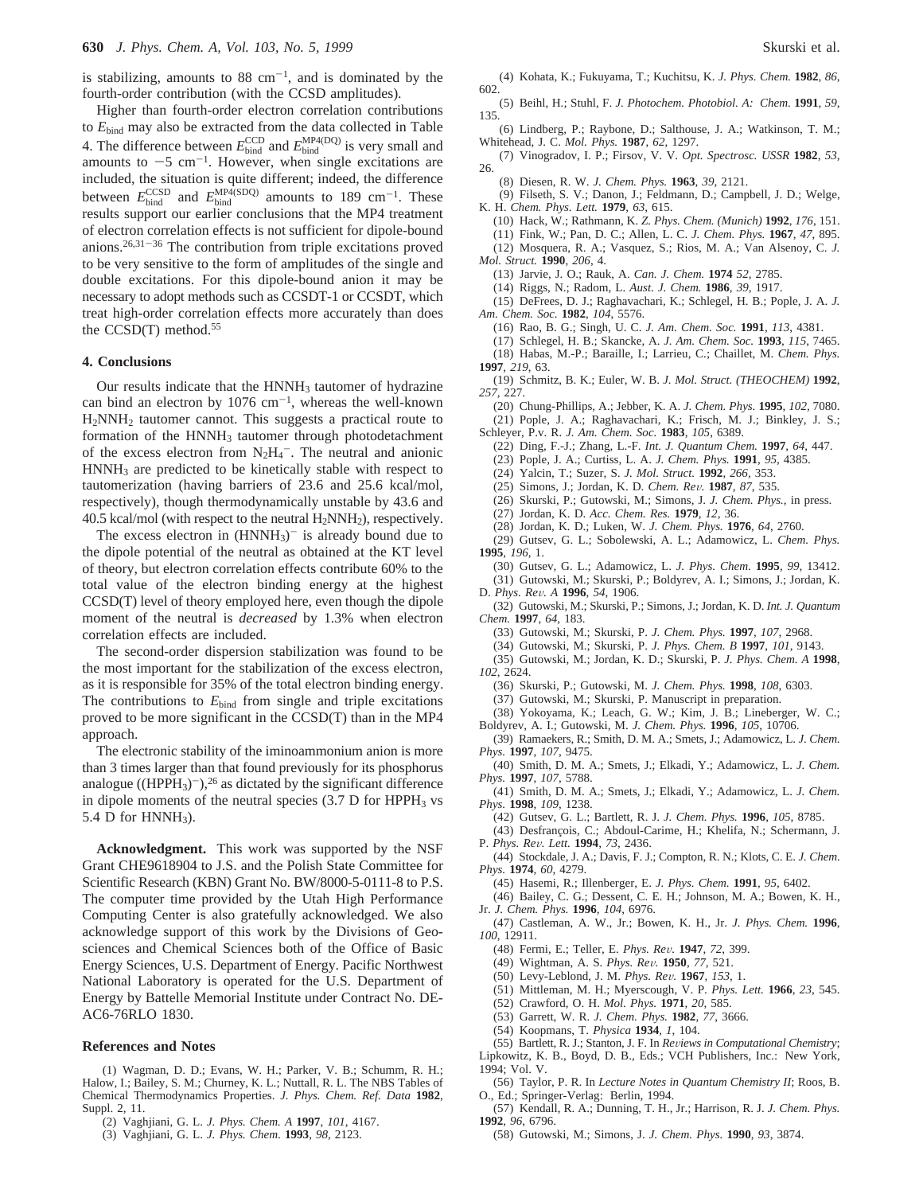is stabilizing, amounts to 88 $cm^{-1}$, and is dominated by the fourth-order contribution (with the CCSD amplitudes).

Higher than fourth-order electron correlation contributions to $E_{bind}$ may also be extracted from the data collected in Table 4. The difference between $E_{bind}^{CCD}$ and $E_{bind}^{MP4(DQ)}$ is very small and amounts to $-5$ $cm^{-1}$. However, when single excitations are included, the situation is quite different; indeed, the difference between $E_{bind}^{CCSD}$ and $E_{bind}^{MP4(SDQ)}$ amounts to 189 $cm^{-1}$. These results support our earlier conclusions that the MP4 treatment of electron correlation effects is not sufficient for dipole-bound anions.[26,31−36] The contribution from triple excitations proved to be very sensitive to the form of amplitudes of the single and double excitations. For this dipole-bound anion it may be necessary to adopt methods such as CCSDT-1 or CCSDT, which treat high-order correlation effects more accurately than does the CCSD(T) method.[55]

## 4. Conclusions

Our results indicate that the $HNNH_3$ tautomer of hydrazine can bind an electron by 1076 $cm^{-1}$, whereas the well-known $H_2NNH_2$ tautomer cannot. This suggests a practical route to formation of the $HNNH_3$ tautomer through photodetachment of the excess electron from $N_2H_4^-$. The neutral and anionic $HNNH_3$ are predicted to be kinetically stable with respect to tautomerization (having barriers of 23.6 and 25.6 kcal/mol, respectively), though thermodynamically unstable by 43.6 and 40.5 kcal/mol (with respect to the neutral $H_2NNH_2$), respectively.

The excess electron in $(HNNH_3)^-$ is already bound due to the dipole potential of the neutral as obtained at the KT level of theory, but electron correlation effects contribute 60% to the total value of the electron binding energy at the highest CCSD(T) level of theory employed here, even though the dipole moment of the neutral is *decreased* by 1.3% when electron correlation effects are included.

The second-order dispersion stabilization was found to be the most important for the stabilization of the excess electron, as it is responsible for 35% of the total electron binding energy. The contributions to $E_{bind}$ from single and triple excitations proved to be more significant in the CCSD(T) than in the MP4 approach.

The electronic stability of the iminoammonium anion is more than 3 times larger than that found previously for its phosphorus analogue ($(HPPH_3)^-$),[26] as dictated by the significant difference in dipole moments of the neutral species (3.7 D for $HPPH_3$ vs 5.4 D for $HNNH_3$).

**Acknowledgment.** This work was supported by the NSF Grant CHE9618904 to J.S. and the Polish State Committee for Scientific Research (KBN) Grant No. BW/8000-5-0111-8 to P.S. The computer time provided by the Utah High Performance Computing Center is also gratefully acknowledged. We also acknowledge support of this work by the Divisions of Geosciences and Chemical Sciences both of the Office of Basic Energy Sciences, U.S. Department of Energy. Pacific Northwest National Laboratory is operated for the U.S. Department of Energy by Battelle Memorial Institute under Contract No. DE-AC6-76RLO 1830.

## References and Notes

(1) Wagman, D. D.; Evans, W. H.; Parker, V. B.; Schumm, R. H.; Halow, I.; Bailey, S. M.; Churney, K. L.; Nuttall, R. L. The NBS Tables of Chemical Thermodynamics Properties. *J. Phys. Chem. Ref. Data* **1982**, Suppl. 2, 11.

(2) Vaghjiani, G. L. *J. Phys. Chem. A* **1997**, *101*, 4167.

(3) Vaghjiani, G. L. *J. Phys. Chem.* **1993**, *98*, 2123.

(4) Kohata, K.; Fukuyama, T.; Kuchitsu, K. *J. Phys. Chem.* **1982**, *86*, 602.

(5) Beihl, H.; Stuhl, F. *J. Photochem. Photobiol. A: Chem.* **1991**, *59*, 135.

(6) Lindberg, P.; Raybone, D.; Salthouse, J. A.; Watkinson, T. M.; Whitehead, J. C. *Mol. Phys.* **1987**, *62*, 1297.

(7) Vinogradov, I. P.; Firsov, V. V. *Opt. Spectrosc. USSR* **1982**, *53*, 26.

(8) Diesen, R. W. *J. Chem. Phys.* **1963**, *39*, 2121.

(9) Filseth, S. V.; Danon, J.; Feldmann, D.; Campbell, J. D.; Welge, K. H. *Chem. Phys. Lett.* **1979**, *63*, 615.

(10) Hack, W.; Rathmann, K. *Z. Phys. Chem. (Munich)* **1992**, *176*, 151.

(11) Fink, W.; Pan, D. C.; Allen, L. C. *J. Chem. Phys.* **1967**, *47*, 895.

(12) Mosquera, R. A.; Vasquez, S.; Rios, M. A.; Van Alsenoy, C. *J. Mol. Struct.* **1990**, *206*, 4.

(13) Jarvie, J. O.; Rauk, A. *Can. J. Chem.* **1974** *52*, 2785.

(14) Riggs, N.; Radom, L. *Aust. J. Chem.* **1986**, *39*, 1917.

(15) DeFrees, D. J.; Raghavachari, K.; Schlegel, H. B.; Pople, J. A. *J. Am. Chem. Soc.* **1982**, *104*, 5576.

(16) Rao, B. G.; Singh, U. C. *J. Am. Chem. Soc.* **1991**, *113*, 4381.

(17) Schlegel, H. B.; Skancke, A. *J. Am. Chem. Soc.* **1993**, *115*, 7465.

(18) Habas, M.-P.; Baraille, I.; Larrieu, C.; Chaillet, M. *Chem. Phys.* **1997**, *219*, 63.

(19) Schmitz, B. K.; Euler, W. B. *J. Mol. Struct. (THEOCHEM)* **1992**, *257*, 227.

(20) Chung-Phillips, A.; Jebber, K. A. *J. Chem. Phys.* **1995**, *102*, 7080.

(21) Pople, J. A.; Raghavachari, K.; Frisch, M. J.; Binkley, J. S.; Schleyer, P.v. R. *J. Am. Chem. Soc.* **1983**, *105*, 6389.

(22) Ding, F.-J.; Zhang, L.-F. *Int. J. Quantum Chem.* **1997**, *64*, 447.

(23) Pople, J. A.; Curtiss, L. A. *J. Chem. Phys.* **1991**, *95*, 4385.

(24) Yalcin, T.; Suzer, S. *J. Mol. Struct.* **1992**, *266*, 353.

(25) Simons, J.; Jordan, K. D. *Chem. Rev.* **1987**, *87*, 535.

(26) Skurski, P.; Gutowski, M.; Simons, J. *J. Chem. Phys.*, in press.

(27) Jordan, K. D. *Acc. Chem. Res.* **1979**, *12*, 36.

(28) Jordan, K. D.; Luken, W. *J. Chem. Phys.* **1976**, *64*, 2760.

(29) Gutsev, G. L.; Sobolewski, A. L.; Adamowicz, L. *Chem. Phys.* **1995**, *196*, 1.

(30) Gutsev, G. L.; Adamowicz, L. *J. Phys. Chem.* **1995**, *99*, 13412.

(31) Gutowski, M.; Skurski, P.; Boldyrev, A. I.; Simons, J.; Jordan, K. D. *Phys. Rev. A* **1996**, *54*, 1906.

(32) Gutowski, M.; Skurski, P.; Simons, J.; Jordan, K. D. *Int. J. Quantum Chem.* **1997**, *64*, 183.

(33) Gutowski, M.; Skurski, P. *J. Chem. Phys.* **1997**, *107*, 2968.

(34) Gutowski, M.; Skurski, P. *J. Phys. Chem. B* **1997**, *101*, 9143.

(35) Gutowski, M.; Jordan, K. D.; Skurski, P. *J. Phys. Chem. A* **1998**, *102*, 2624.

(36) Skurski, P.; Gutowski, M. *J. Chem. Phys.* **1998**, *108*, 6303.

(37) Gutowski, M.; Skurski, P. Manuscript in preparation.

(38) Yokoyama, K.; Leach, G. W.; Kim, J. B.; Lineberger, W. C.; Boldyrev, A. I.; Gutowski, M. *J. Chem. Phys.* **1996**, *105*, 10706.

(39) Ramaekers, R.; Smith, D. M. A.; Smets, J.; Adamowicz, L. *J. Chem. Phys.* **1997**, *107*, 9475.

(40) Smith, D. M. A.; Smets, J.; Elkadi, Y.; Adamowicz, L. *J. Chem. Phys.* **1997**, *107*, 5788.

(41) Smith, D. M. A.; Smets, J.; Elkadi, Y.; Adamowicz, L. *J. Chem. Phys.* **1998**, *109*, 1238.

(42) Gutsev, G. L.; Bartlett, R. J. *J. Chem. Phys.* **1996**, *105*, 8785.

(43) Desfrançois, C.; Abdoul-Carime, H.; Khelifa, N.; Schermann, J. P. *Phys. Rev. Lett.* **1994**, *73*, 2436.

(44) Stockdale, J. A.; Davis, F. J.; Compton, R. N.; Klots, C. E. *J. Chem. Phys.* **1974**, *60*, 4279.

(45) Hasemi, R.; Illenberger, E. *J. Phys. Chem.* **1991**, *95*, 6402.

(46) Bailey, C. G.; Dessent, C. E. H.; Johnson, M. A.; Bowen, K. H., Jr. *J. Chem. Phys.* **1996**, *104*, 6976.

(47) Castleman, A. W., Jr.; Bowen, K. H., Jr. *J. Phys. Chem.* **1996**, *100*, 12911.

(48) Fermi, E.; Teller, E. *Phys. Rev.* **1947**, *72*, 399.

(49) Wightman, A. S. *Phys. Rev.* **1950**, *77*, 521.

(50) Levy-Leblond, J. M. *Phys. Rev.* **1967**, *153*, 1.

(51) Mittleman, M. H.; Myerscough, V. P. *Phys. Lett.* **1966**, *23*, 545.

(52) Crawford, O. H. *Mol. Phys.* **1971**, *20*, 585.

(53) Garrett, W. R. *J. Chem. Phys.* **1982**, *77*, 3666.

(54) Koopmans, T. *Physica* **1934**, *1*, 104.

(55) Bartlett, R. J.; Stanton, J. F. In *Reviews in Computational Chemistry*; Lipkowitz, K. B., Boyd, D. B., Eds.; VCH Publishers, Inc.: New York, 1994; Vol. V.

(56) Taylor, P. R. In *Lecture Notes in Quantum Chemistry II*; Roos, B. O., Ed.; Springer-Verlag: Berlin, 1994.

(57) Kendall, R. A.; Dunning, T. H., Jr.; Harrison, R. J. *J. Chem. Phys.* **1992**, *96*, 6796.

(58) Gutowski, M.; Simons, J. *J. Chem. Phys.* **1990**, *93*, 3874.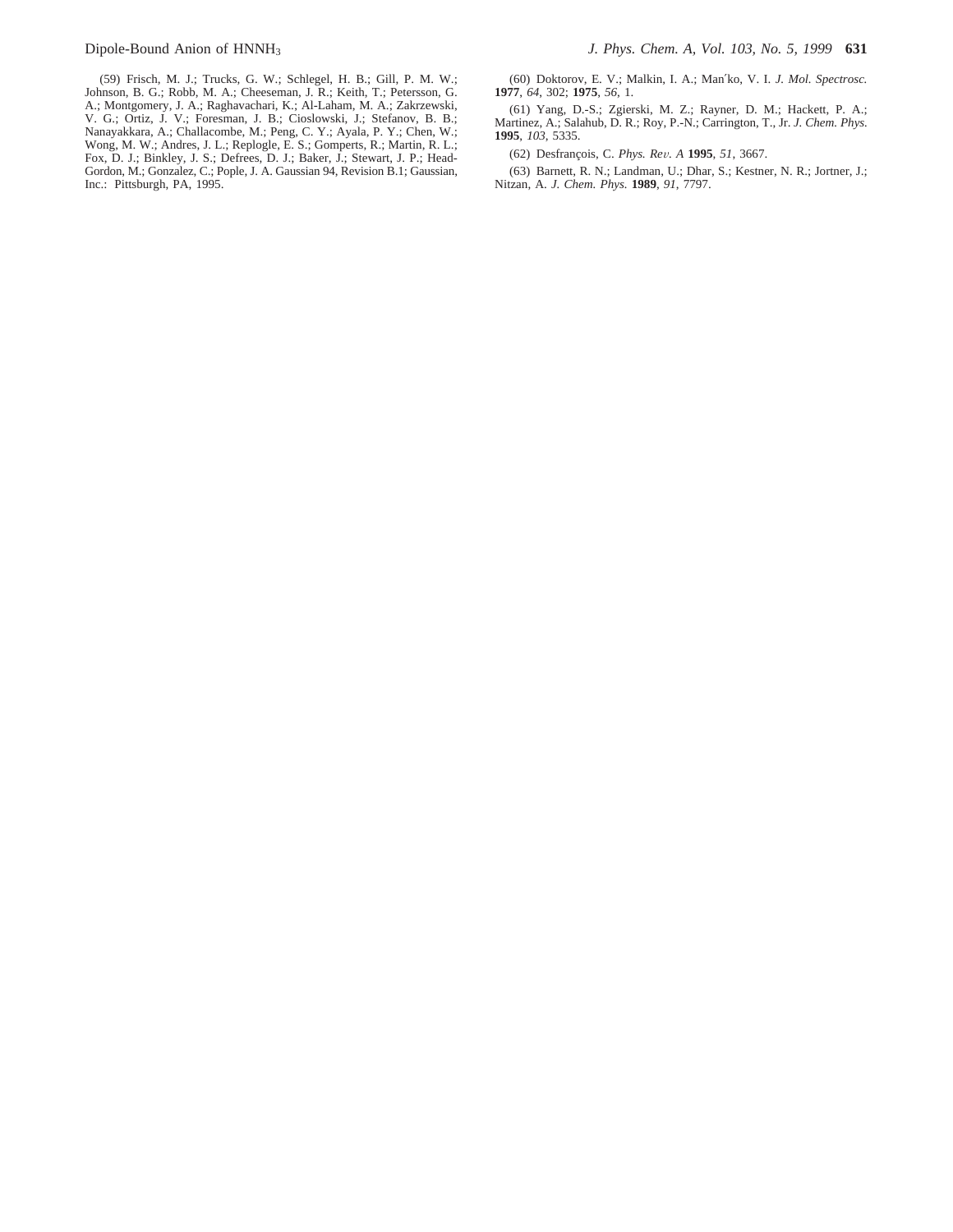(59) Frisch, M. J.; Trucks, G. W.; Schlegel, H. B.; Gill, P. M. W.; Johnson, B. G.; Robb, M. A.; Cheeseman, J. R.; Keith, T.; Petersson, G. A.; Montgomery, J. A.; Raghavachari, K.; Al-Laham, M. A.; Zakrzewski, V. G.; Ortiz, J. V.; Foresman, J. B.; Cioslowski, J.; Stefanov, B. B.; Nanayakkara, A.; Challacombe, M.; Peng, C. Y.; Ayala, P. Y.; Chen, W.; Wong, M. W.; Andres, J. L.; Replogle, E. S.; Gomperts, R.; Martin, R. L.; Fox, D. J.; Binkley, J. S.; Defrees, D. J.; Baker, J.; Stewart, J. P.; Head-Gordon, M.; Gonzalez, C.; Pople, J. A. Gaussian 94, Revision B.1; Gaussian, Inc.: Pittsburgh, PA, 1995.

(60) Doktorov, E. V.; Malkin, I. A.; Man′ko, V. I. *J. Mol. Spectrosc.* **1977**, *64*, 302; **1975**, *56*, 1.

(61) Yang, D.-S.; Zgierski, M. Z.; Rayner, D. M.; Hackett, P. A.; Martinez, A.; Salahub, D. R.; Roy, P.-N.; Carrington, T., Jr. *J. Chem. Phys.* **1995**, *103*, 5335.

(62) Desfrançois, C. *Phys. Rev. A* **1995**, *51*, 3667.

(63) Barnett, R. N.; Landman, U.; Dhar, S.; Kestner, N. R.; Jortner, J.; Nitzan, A. *J. Chem. Phys.* **1989**, *91*, 7797.